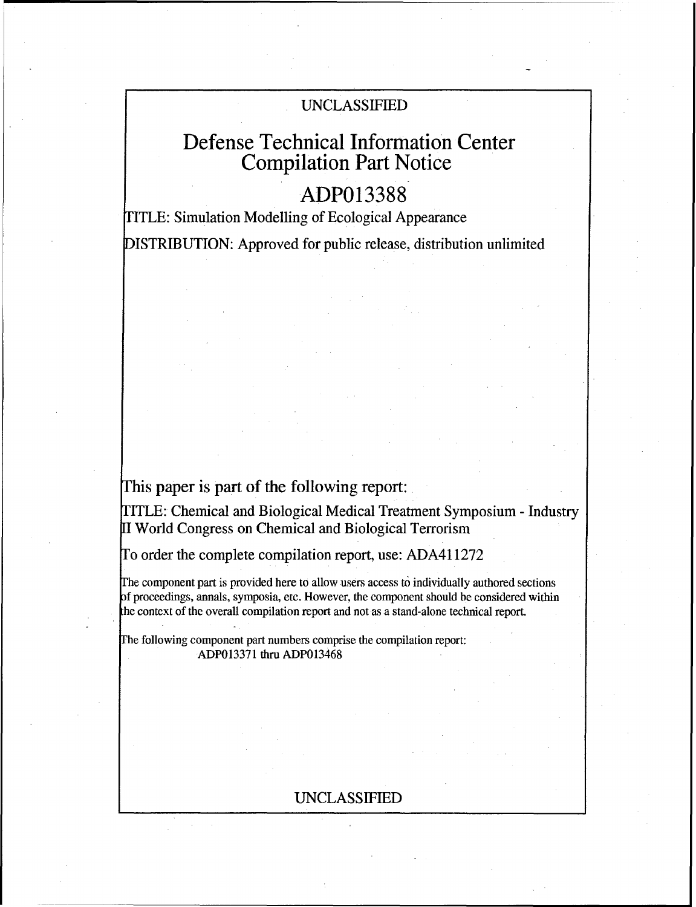UNCLASSIFIED

# Defense Technical Information Center Compilation Part Notice

# ADP013388

TITLE: Simulation Modelling of Ecological Appearance

DISTRIBUTION: Approved for public release, distribution unlimited

This paper is part of the following report:

TITLE: Chemical and Biological Medical Treatment Symposium - Industry II World Congress on Chemical and Biological Terrorism

To order the complete compilation report, use: ADA411272

The component part is provided here to allow users access to individually authored sections of proceedings, annals, symposia, etc. However, the component should be considered within the context of the overall compilation report and not as a stand-alone technical report.

The following component part numbers comprise the compilation report:
ADP013371 thru ADP013468

UNCLASSIFIED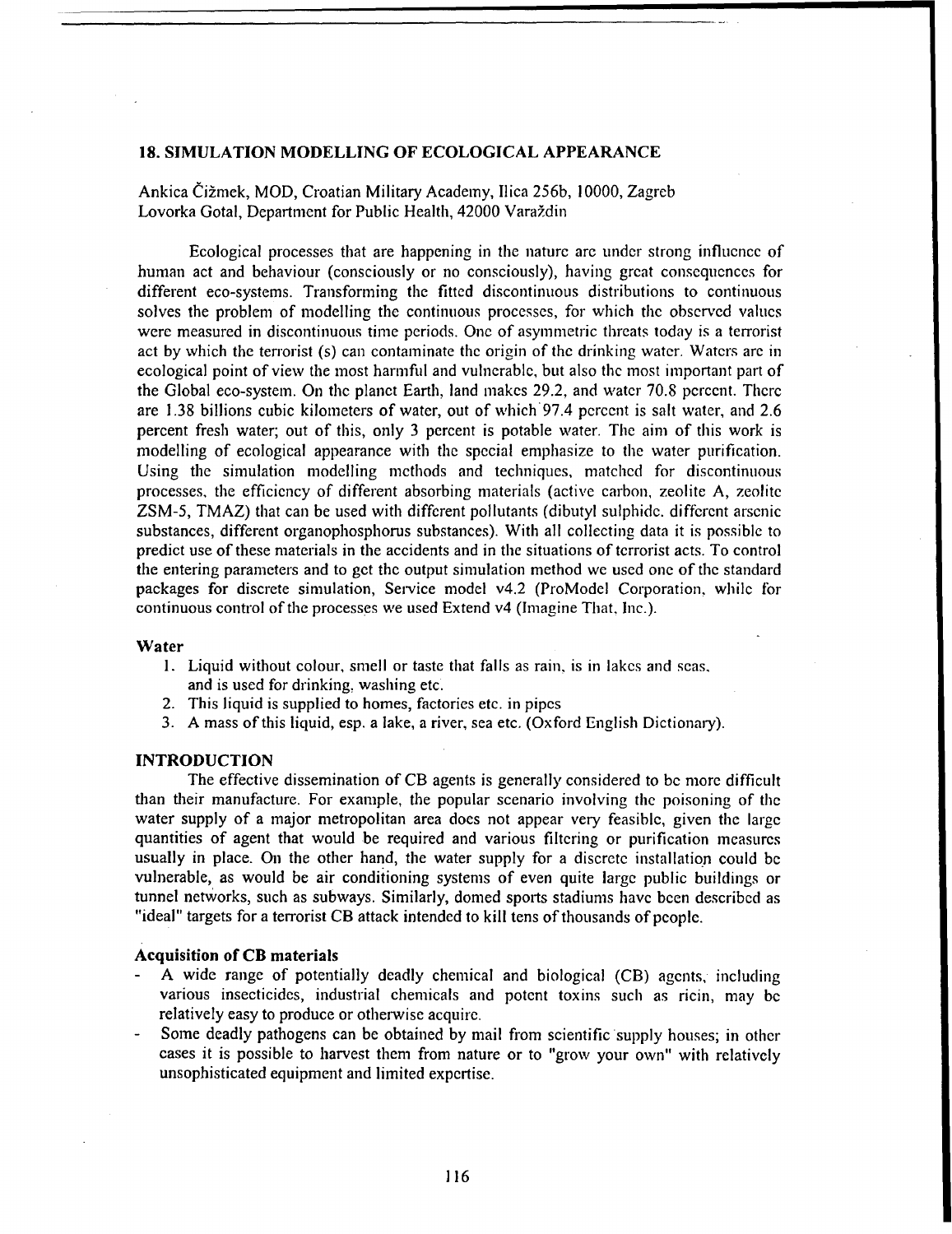## 18. SIMULATION MODELLING OF ECOLOGICAL APPEARANCE

Ankica Čižmek, MOD, Croatian Military Academy, Ilica 256b, 10000, Zagreb
Lovorka Gotal, Department for Public Health, 42000 Varaždin

Ecological processes that are happening in the nature are under strong influence of human act and behaviour (consciously or no consciously), having great consequences for different eco-systems. Transforming the fitted discontinuous distributions to continuous solves the problem of modelling the continuous processes, for which the observed values were measured in discontinuous time periods. One of asymmetric threats today is a terrorist act by which the terrorist (s) can contaminate the origin of the drinking water. Waters are in ecological point of view the most harmful and vulnerable, but also the most important part of the Global eco-system. On the planet Earth, land makes 29.2, and water 70.8 percent. There are 1.38 billions cubic kilometers of water, out of which 97.4 percent is salt water, and 2.6 percent fresh water; out of this, only 3 percent is potable water. The aim of this work is modelling of ecological appearance with the special emphasize to the water purification. Using the simulation modelling methods and techniques, matched for discontinuous processes, the efficiency of different absorbing materials (active carbon, zeolite A, zeolite ZSM-5, TMAZ) that can be used with different pollutants (dibutyl sulphide, different arsenic substances, different organophosphorus substances). With all collecting data it is possible to predict use of these materials in the accidents and in the situations of terrorist acts. To control the entering parameters and to get the output simulation method we used one of the standard packages for discrete simulation, Service model v4.2 (ProModel Corporation, while for continuous control of the processes we used Extend v4 (Imagine That, Inc.).

### Water

1. Liquid without colour, smell or taste that falls as rain, is in lakes and seas, and is used for drinking, washing etc.
2. This liquid is supplied to homes, factories etc. in pipes
3. A mass of this liquid, esp. a lake, a river, sea etc. (Oxford English Dictionary).

### INTRODUCTION

The effective dissemination of CB agents is generally considered to be more difficult than their manufacture. For example, the popular scenario involving the poisoning of the water supply of a major metropolitan area does not appear very feasible, given the large quantities of agent that would be required and various filtering or purification measures usually in place. On the other hand, the water supply for a discrete installation could be vulnerable, as would be air conditioning systems of even quite large public buildings or tunnel networks, such as subways. Similarly, domed sports stadiums have been described as "ideal" targets for a terrorist CB attack intended to kill tens of thousands of people.

### Acquisition of CB materials

- A wide range of potentially deadly chemical and biological (CB) agents, including various insecticides, industrial chemicals and potent toxins such as ricin, may be relatively easy to produce or otherwise acquire.
- Some deadly pathogens can be obtained by mail from scientific supply houses; in other cases it is possible to harvest them from nature or to "grow your own" with relatively unsophisticated equipment and limited expertise.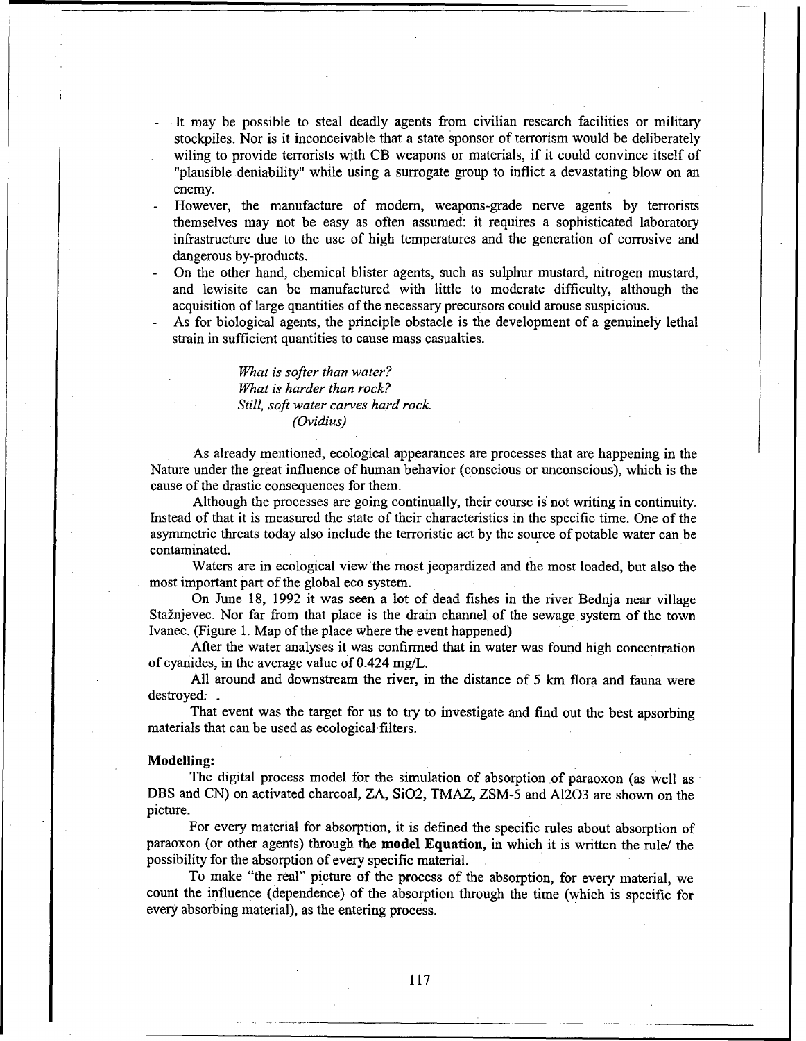- It may be possible to steal deadly agents from civilian research facilities or military stockpiles. Nor is it inconceivable that a state sponsor of terrorism would be deliberately wiling to provide terrorists with CB weapons or materials, if it could convince itself of "plausible deniability" while using a surrogate group to inflict a devastating blow on an enemy.
- However, the manufacture of modern, weapons-grade nerve agents by terrorists themselves may not be easy as often assumed: it requires a sophisticated laboratory infrastructure due to the use of high temperatures and the generation of corrosive and dangerous by-products.
- On the other hand, chemical blister agents, such as sulphur mustard, nitrogen mustard, and lewisite can be manufactured with little to moderate difficulty, although the acquisition of large quantities of the necessary precursors could arouse suspicious.
- As for biological agents, the principle obstacle is the development of a genuinely lethal strain in sufficient quantities to cause mass casualties.

*What is softer than water?*
*What is harder than rock?*
*Still, soft water carves hard rock.*
*(Ovidius)*

As already mentioned, ecological appearances are processes that are happening in the Nature under the great influence of human behavior (conscious or unconscious), which is the cause of the drastic consequences for them.

Although the processes are going continually, their course is not writing in continuity. Instead of that it is measured the state of their characteristics in the specific time. One of the asymmetric threats today also include the terroristic act by the source of potable water can be contaminated.

Waters are in ecological view the most jeopardized and the most loaded, but also the most important part of the global eco system.

On June 18, 1992 it was seen a lot of dead fishes in the river Bednja near village Stažnjevec. Nor far from that place is the drain channel of the sewage system of the town Ivanec. (Figure 1. Map of the place where the event happened)

After the water analyses it was confirmed that in water was found high concentration of cyanides, in the average value of 0.424 mg/L.

All around and downstream the river, in the distance of 5 km flora and fauna were destroyed.

That event was the target for us to try to investigate and find out the best apsorbing materials that can be used as ecological filters.

**Modelling:**

The digital process model for the simulation of absorption of paraoxon (as well as DBS and CN) on activated charcoal, ZA, $SiO_2$, TMAZ, ZSM-5 and $Al_2O_3$ are shown on the picture.

For every material for absorption, it is defined the specific rules about absorption of paraoxon (or other agents) through the **model Equation**, in which it is written the rule/ the possibility for the absorption of every specific material.

To make "the real" picture of the process of the absorption, for every material, we count the influence (dependence) of the absorption through the time (which is specific for every absorbing material), as the entering process.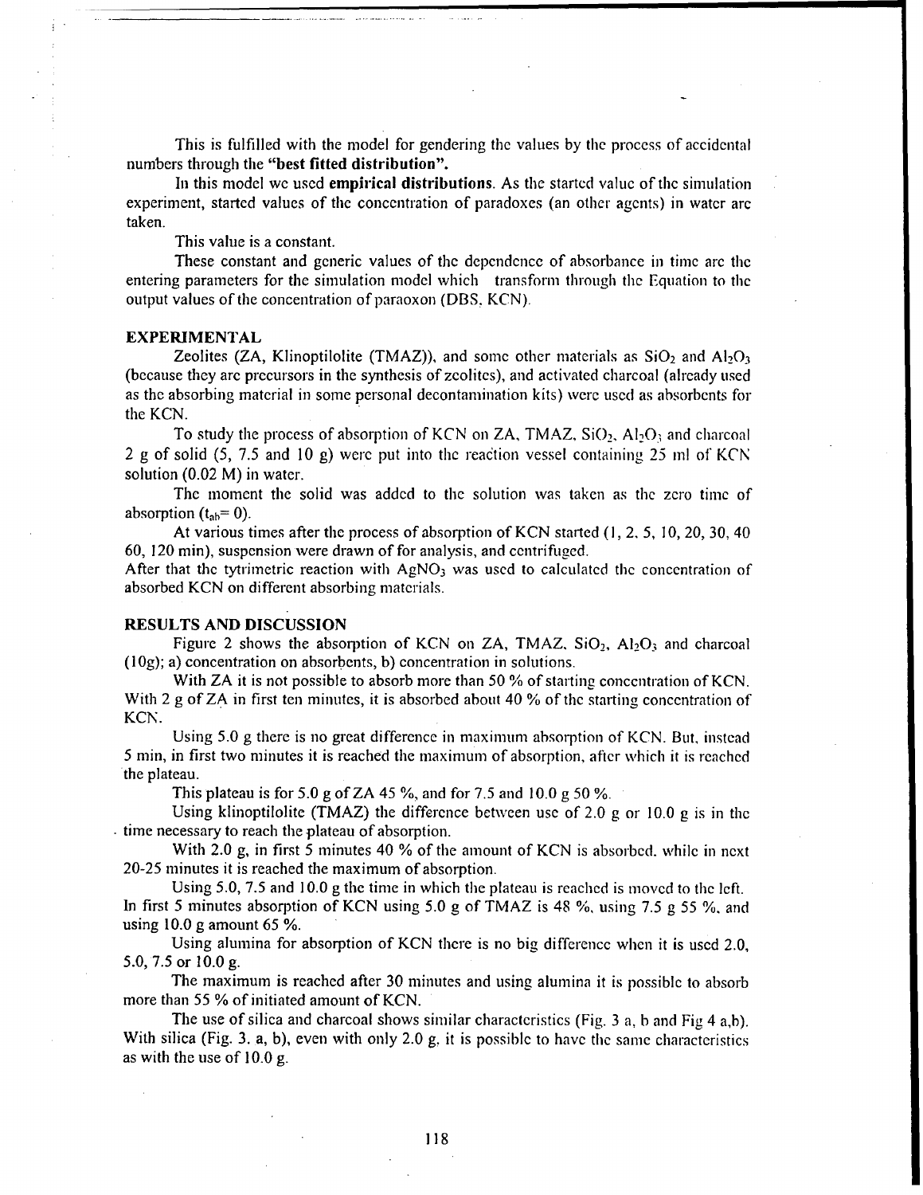This is fulfilled with the model for gendering the values by the process of accidental numbers through the **"best fitted distribution"**.

In this model we used **empirical distributions**. As the started value of the simulation experiment, started values of the concentration of paradoxes (an other agents) in water are taken.

This value is a constant.

These constant and generic values of the dependence of absorbance in time are the entering parameters for the simulation model which transform through the Equation to the output values of the concentration of paraoxon (DBS, KCN).

## EXPERIMENTAL

Zeolites (ZA, Klinoptilolite (TMAZ)), and some other materials as $SiO_2$ and $Al_2O_3$ (because they are precursors in the synthesis of zeolites), and activated charcoal (already used as the absorbing material in some personal decontamination kits) were used as absorbents for the KCN.

To study the process of absorption of KCN on ZA, TMAZ, $SiO_2$, $Al_2O_3$ and charcoal 2 g of solid (5, 7.5 and 10 g) were put into the reaction vessel containing 25 ml of KCN solution (0.02 M) in water.

The moment the solid was added to the solution was taken as the zero time of absorption ($t_{ab}$= 0).

At various times after the process of absorption of KCN started (1, 2, 5, 10, 20, 30, 40 60, 120 min), suspension were drawn of for analysis, and centrifuged.

After that the tytrimetric reaction with $AgNO_3$ was used to calculated the concentration of absorbed KCN on different absorbing materials.

## RESULTS AND DISCUSSION

Figure 2 shows the absorption of KCN on ZA, TMAZ, $SiO_2$, $Al_2O_3$ and charcoal (10g); a) concentration on absorbents, b) concentration in solutions.

With ZA it is not possible to absorb more than 50 % of starting concentration of KCN. With 2 g of ZA in first ten minutes, it is absorbed about 40 % of the starting concentration of KCN.

Using 5.0 g there is no great difference in maximum absorption of KCN. But, instead 5 min, in first two minutes it is reached the maximum of absorption, after which it is reached the plateau.

This plateau is for 5.0 g of ZA 45 %, and for 7.5 and 10.0 g 50 %.

Using klinoptilolite (TMAZ) the difference between use of 2.0 g or 10.0 g is in the time necessary to reach the plateau of absorption.

With 2.0 g, in first 5 minutes 40 % of the amount of KCN is absorbed, while in next 20-25 minutes it is reached the maximum of absorption.

Using 5.0, 7.5 and 10.0 g the time in which the plateau is reached is moved to the left. In first 5 minutes absorption of KCN using 5.0 g of TMAZ is 48 %, using 7.5 g 55 %, and using 10.0 g amount 65 %.

Using alumina for absorption of KCN there is no big difference when it is used 2.0, 5.0, 7.5 or 10.0 g.

The maximum is reached after 30 minutes and using alumina it is possible to absorb more than 55 % of initiated amount of KCN.

The use of silica and charcoal shows similar characteristics (Fig. 3 a, b and Fig 4 a,b). With silica (Fig. 3. a, b), even with only 2.0 g, it is possible to have the same characteristics as with the use of 10.0 g.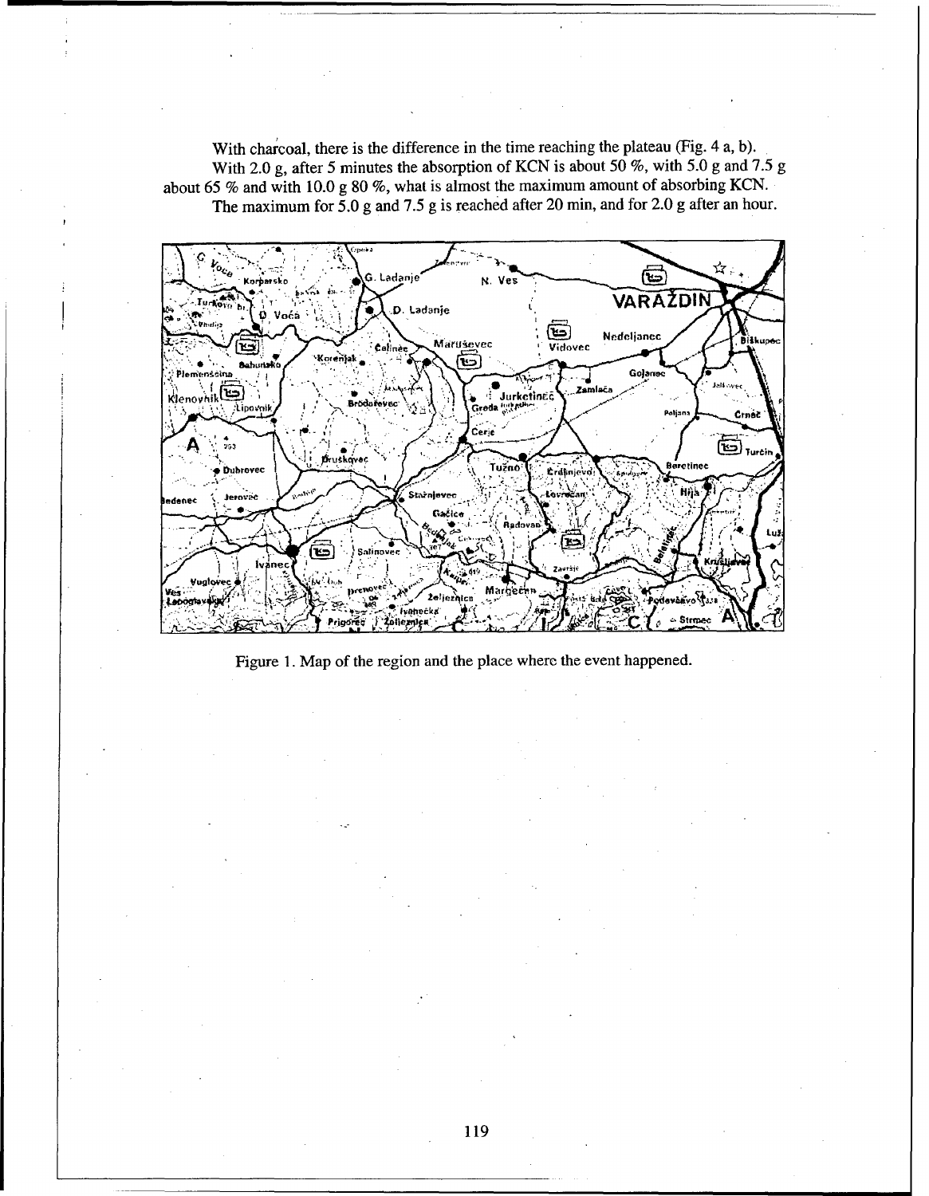With charcoal, there is the difference in the time reaching the plateau (Fig. 4 a, b).

With 2.0 g, after 5 minutes the absorption of KCN is about 50 %, with 5.0 g and 7.5 g about 65 % and with 10.0 g 80 %, what is almost the maximum amount of absorbing KCN.

The maximum for 5.0 g and 7.5 g is reached after 20 min, and for 2.0 g after an hour.

Figure 1. Map of the region and the place where the event happened.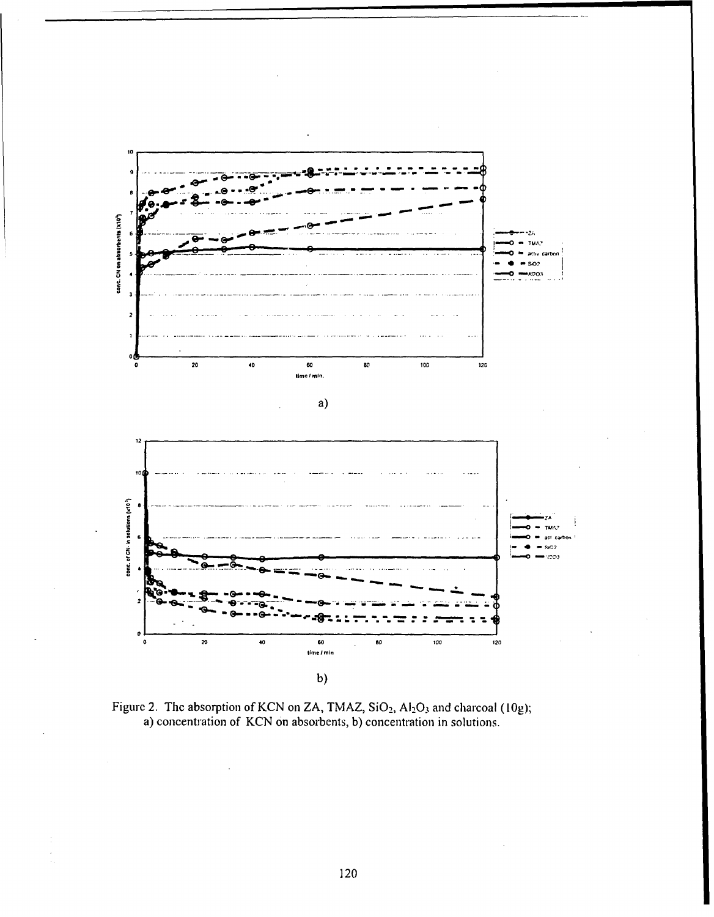a)

b)

Figure 2. The absorption of KCN on ZA, TMAZ, $SiO_2$, $Al_2O_3$ and charcoal (10g); a) concentration of KCN on absorbents, b) concentration in solutions.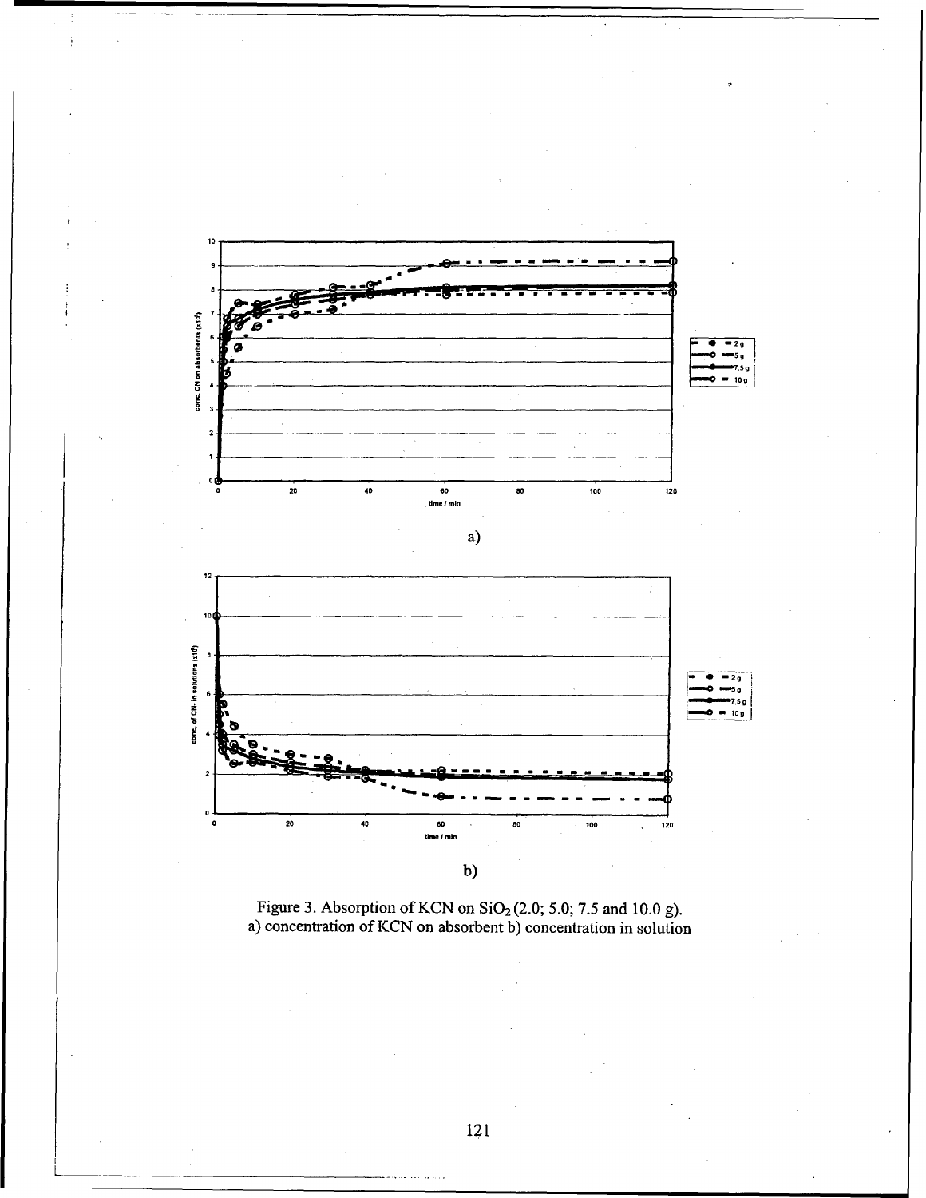a)

b)

Figure 3. Absorption of KCN on $SiO_2$ (2.0; 5.0; 7.5 and 10.0 g).
a) concentration of KCN on absorbent b) concentration in solution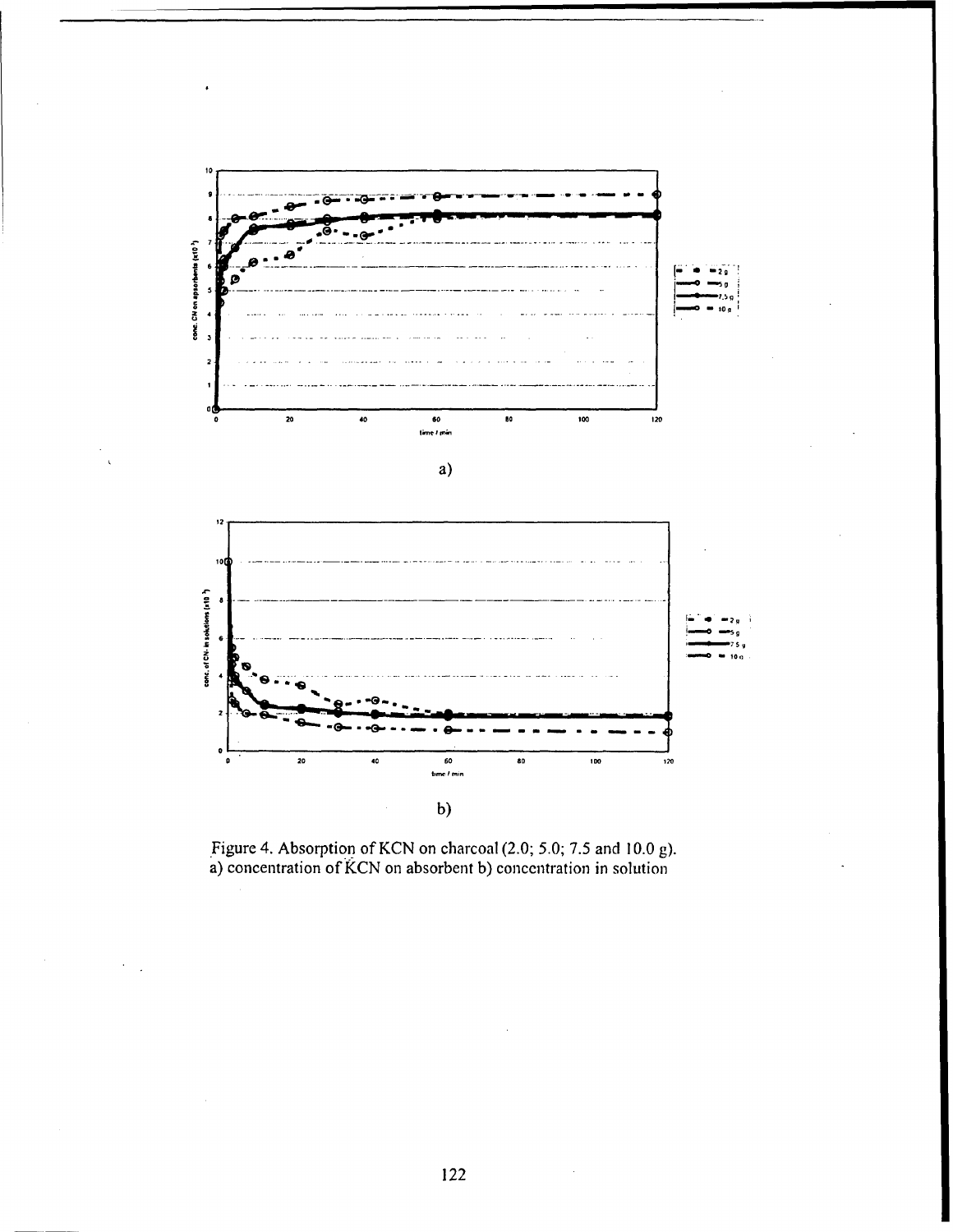a)

b)

Figure 4. Absorption of KCN on charcoal (2.0; 5.0; 7.5 and 10.0 g).
a) concentration of KCN on absorbent b) concentration in solution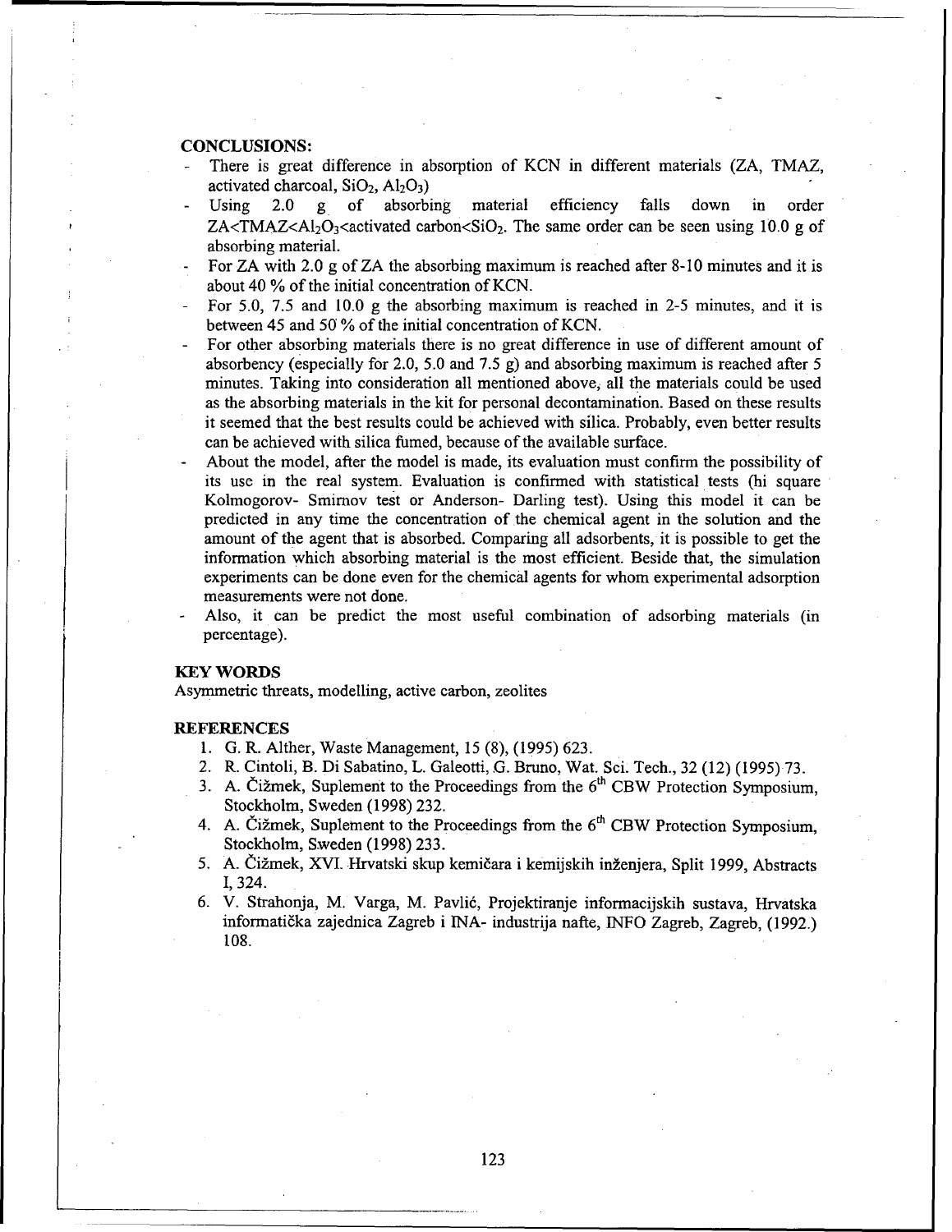## CONCLUSIONS:

- There is great difference in absorption of KCN in different materials (ZA, TMAZ, activated charcoal, $SiO_2$, $Al_2O_3$)
- Using 2.0 g of absorbing material efficiency falls down in order ZA<TMAZ<$Al_2O_3$<activated carbon<$SiO_2$. The same order can be seen using 10.0 g of absorbing material.
- For ZA with 2.0 g of ZA the absorbing maximum is reached after 8-10 minutes and it is about 40 % of the initial concentration of KCN.
- For 5.0, 7.5 and 10.0 g the absorbing maximum is reached in 2-5 minutes, and it is between 45 and 50 % of the initial concentration of KCN.
- For other absorbing materials there is no great difference in use of different amount of absorbency (especially for 2.0, 5.0 and 7.5 g) and absorbing maximum is reached after 5 minutes. Taking into consideration all mentioned above, all the materials could be used as the absorbing materials in the kit for personal decontamination. Based on these results it seemed that the best results could be achieved with silica. Probably, even better results can be achieved with silica fumed, because of the available surface.
- About the model, after the model is made, its evaluation must confirm the possibility of its use in the real system. Evaluation is confirmed with statistical tests (hi square Kolmogorov- Smirnov test or Anderson- Darling test). Using this model it can be predicted in any time the concentration of the chemical agent in the solution and the amount of the agent that is absorbed. Comparing all adsorbents, it is possible to get the information which absorbing material is the most efficient. Beside that, the simulation experiments can be done even for the chemical agents for whom experimental adsorption measurements were not done.
- Also, it can be predict the most useful combination of adsorbing materials (in percentage).

## KEY WORDS

Asymmetric threats, modelling, active carbon, zeolites

## REFERENCES

1. G. R. Alther, Waste Management, 15 (8), (1995) 623.
2. R. Cintoli, B. Di Sabatino, L. Galeotti, G. Bruno, Wat. Sci. Tech., 32 (12) (1995) 73.
3. A. Čižmek, Suplement to the Proceedings from the 6th CBW Protection Symposium, Stockholm, Sweden (1998) 232.
4. A. Čižmek, Suplement to the Proceedings from the 6th CBW Protection Symposium, Stockholm, Sweden (1998) 233.
5. A. Čižmek, XVI. Hrvatski skup kemičara i kemijskih inženjera, Split 1999, Abstracts I, 324.
6. V. Strahonja, M. Varga, M. Pavlić, Projektiranje informacijskih sustava, Hrvatska informatička zajednica Zagreb i INA- industrija nafte, INFO Zagreb, Zagreb, (1992.) 108.